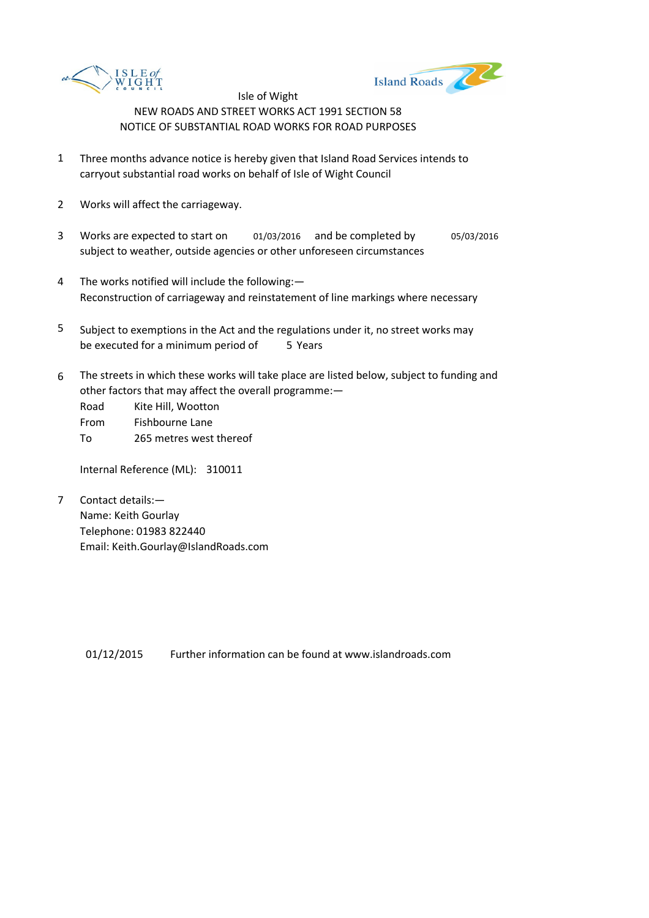Isle of Wight

NEW ROADS AND STREET WORKS ACT 1991 SECTION 58

NOTICE OF SUBSTANTIAL ROAD WORKS FOR ROAD PURPOSES

1. Three months advance notice is hereby given that Island Road Services intends to carryout substantial road works on behalf of Isle of Wight Council

2. Works will affect the carriageway.

3. Works are expected to start on 01/03/2016 and be completed by 05/03/2016 subject to weather, outside agencies or other unforeseen circumstances

4. The works notified will include the following:—
   Reconstruction of carriageway and reinstatement of line markings where necessary

5. Subject to exemptions in the Act and the regulations under it, no street works may be executed for a minimum period of 5 Years

6. The streets in which these works will take place are listed below, subject to funding and other factors that may affect the overall programme:—

   Road Kite Hill, Wootton
   From Fishbourne Lane
   To 265 metres west thereof

   Internal Reference (ML): 310011

7. Contact details:—
   Name: Keith Gourlay
   Telephone: 01983 822440
   Email: Keith.Gourlay@IslandRoads.com

01/12/2015 Further information can be found at www.islandroads.com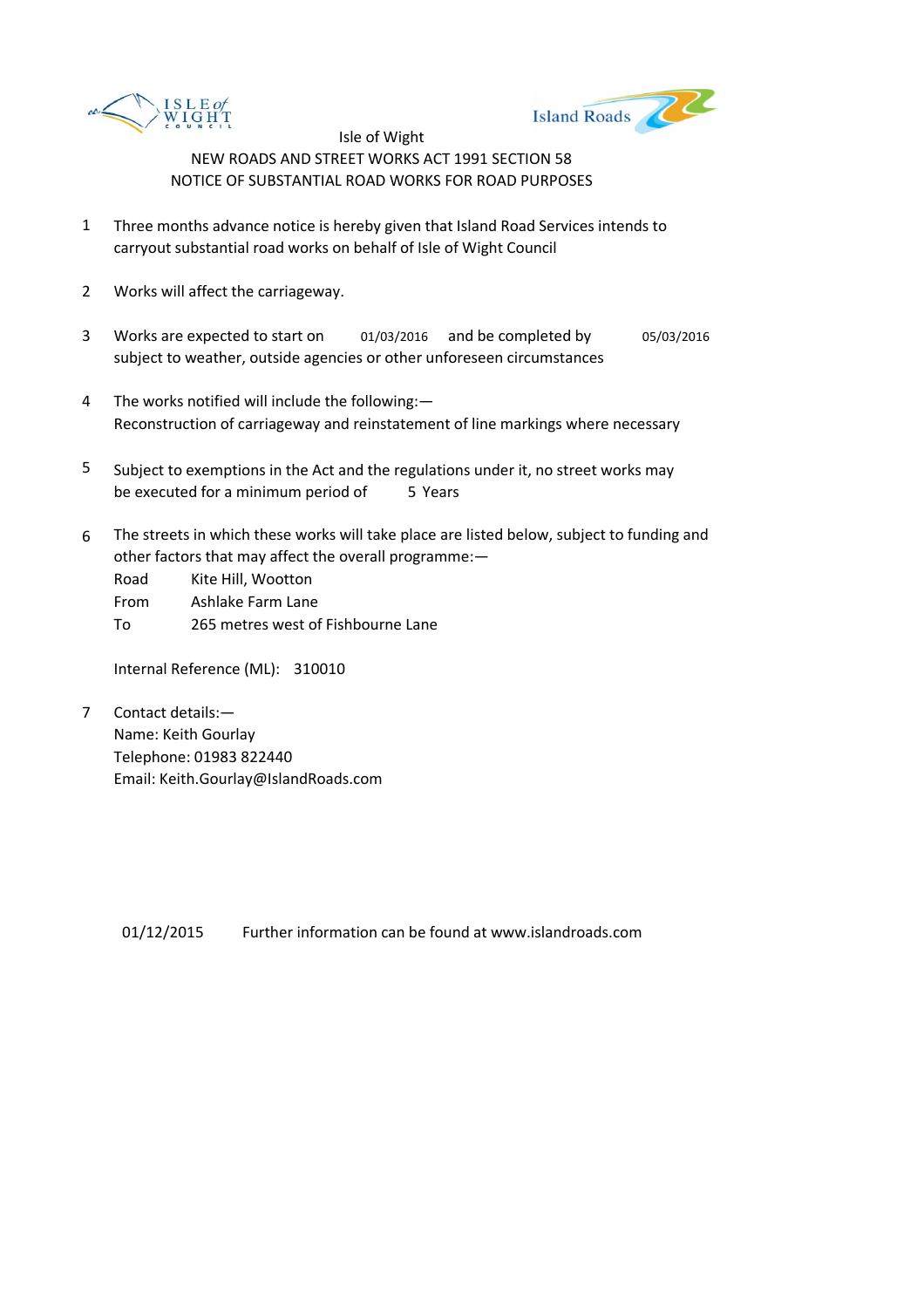Isle of Wight

NEW ROADS AND STREET WORKS ACT 1991 SECTION 58

NOTICE OF SUBSTANTIAL ROAD WORKS FOR ROAD PURPOSES

1. Three months advance notice is hereby given that Island Road Services intends to carryout substantial road works on behalf of Isle of Wight Council

2. Works will affect the carriageway.

3. Works are expected to start on 01/03/2016 and be completed by 05/03/2016 subject to weather, outside agencies or other unforeseen circumstances

4. The works notified will include the following:—
   Reconstruction of carriageway and reinstatement of line markings where necessary

5. Subject to exemptions in the Act and the regulations under it, no street works may be executed for a minimum period of 5 Years

6. The streets in which these works will take place are listed below, subject to funding and other factors that may affect the overall programme:—

   Road Kite Hill, Wootton
   From Ashlake Farm Lane
   To 265 metres west of Fishbourne Lane

   Internal Reference (ML): 310010

7. Contact details:—
   Name: Keith Gourlay
   Telephone: 01983 822440
   Email: Keith.Gourlay@IslandRoads.com

01/12/2015 Further information can be found at www.islandroads.com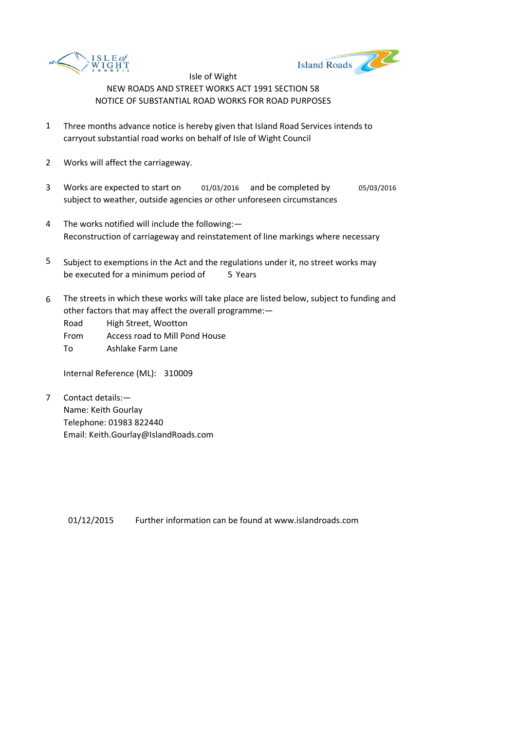Isle of Wight

NEW ROADS AND STREET WORKS ACT 1991 SECTION 58

NOTICE OF SUBSTANTIAL ROAD WORKS FOR ROAD PURPOSES

1. Three months advance notice is hereby given that Island Road Services intends to carryout substantial road works on behalf of Isle of Wight Council

2. Works will affect the carriageway.

3. Works are expected to start on 01/03/2016 and be completed by 05/03/2016 subject to weather, outside agencies or other unforeseen circumstances

4. The works notified will include the following:—
   Reconstruction of carriageway and reinstatement of line markings where necessary

5. Subject to exemptions in the Act and the regulations under it, no street works may be executed for a minimum period of 5 Years

6. The streets in which these works will take place are listed below, subject to funding and other factors that may affect the overall programme:—

   Road High Street, Wootton
   From Access road to Mill Pond House
   To Ashlake Farm Lane

   Internal Reference (ML): 310009

7. Contact details:—
   Name: Keith Gourlay
   Telephone: 01983 822440
   Email: Keith.Gourlay@IslandRoads.com

01/12/2015 Further information can be found at www.islandroads.com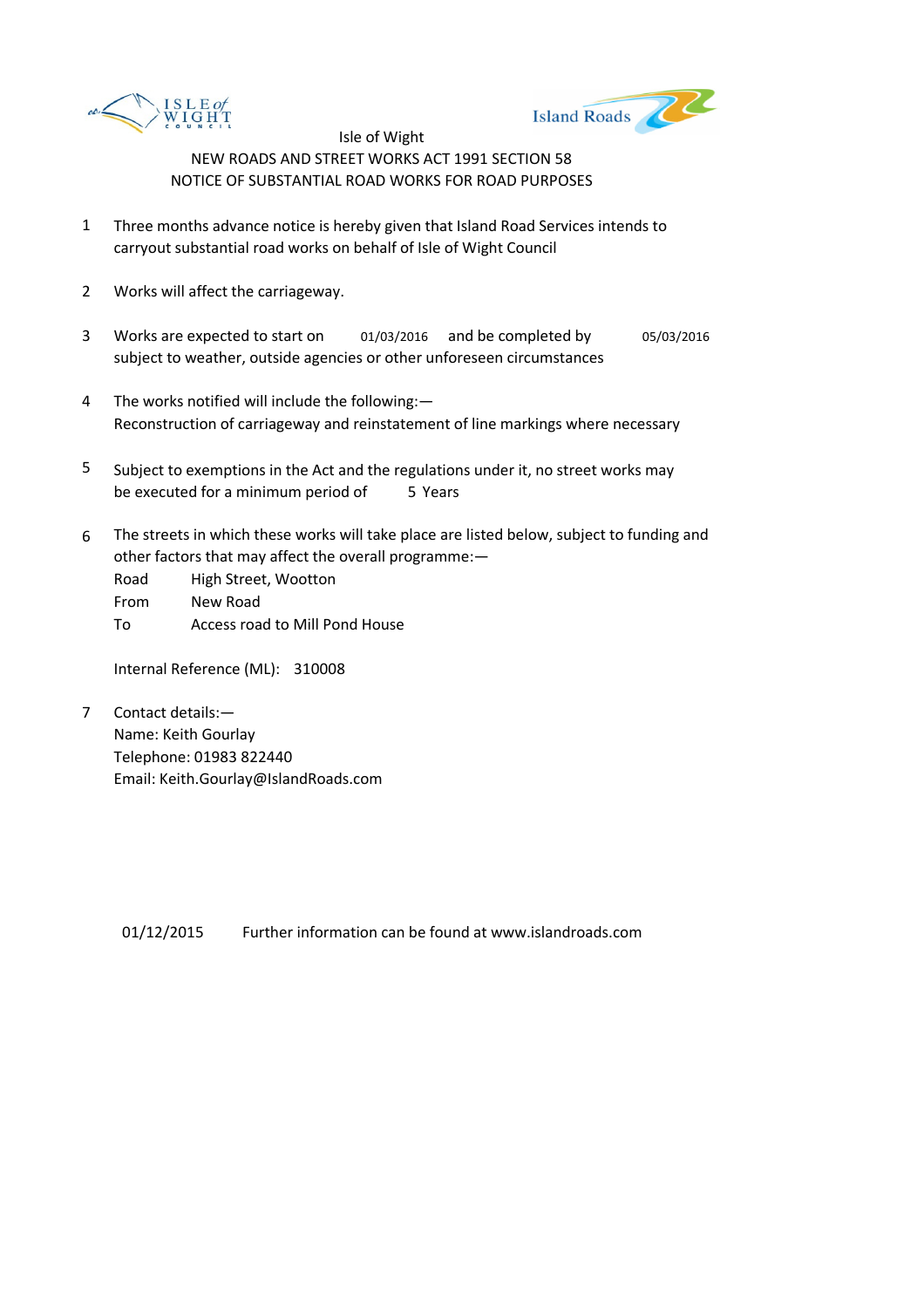Isle of Wight

NEW ROADS AND STREET WORKS ACT 1991 SECTION 58

NOTICE OF SUBSTANTIAL ROAD WORKS FOR ROAD PURPOSES

1. Three months advance notice is hereby given that Island Road Services intends to carryout substantial road works on behalf of Isle of Wight Council

2. Works will affect the carriageway.

3. Works are expected to start on 01/03/2016 and be completed by 05/03/2016 subject to weather, outside agencies or other unforeseen circumstances

4. The works notified will include the following:— Reconstruction of carriageway and reinstatement of line markings where necessary

5. Subject to exemptions in the Act and the regulations under it, no street works may be executed for a minimum period of 5 Years

6. The streets in which these works will take place are listed below, subject to funding and other factors that may affect the overall programme:—

   Road High Street, Wootton
   From New Road
   To Access road to Mill Pond House

   Internal Reference (ML): 310008

7. Contact details:—
   Name: Keith Gourlay
   Telephone: 01983 822440
   Email: Keith.Gourlay@IslandRoads.com

01/12/2015 Further information can be found at www.islandroads.com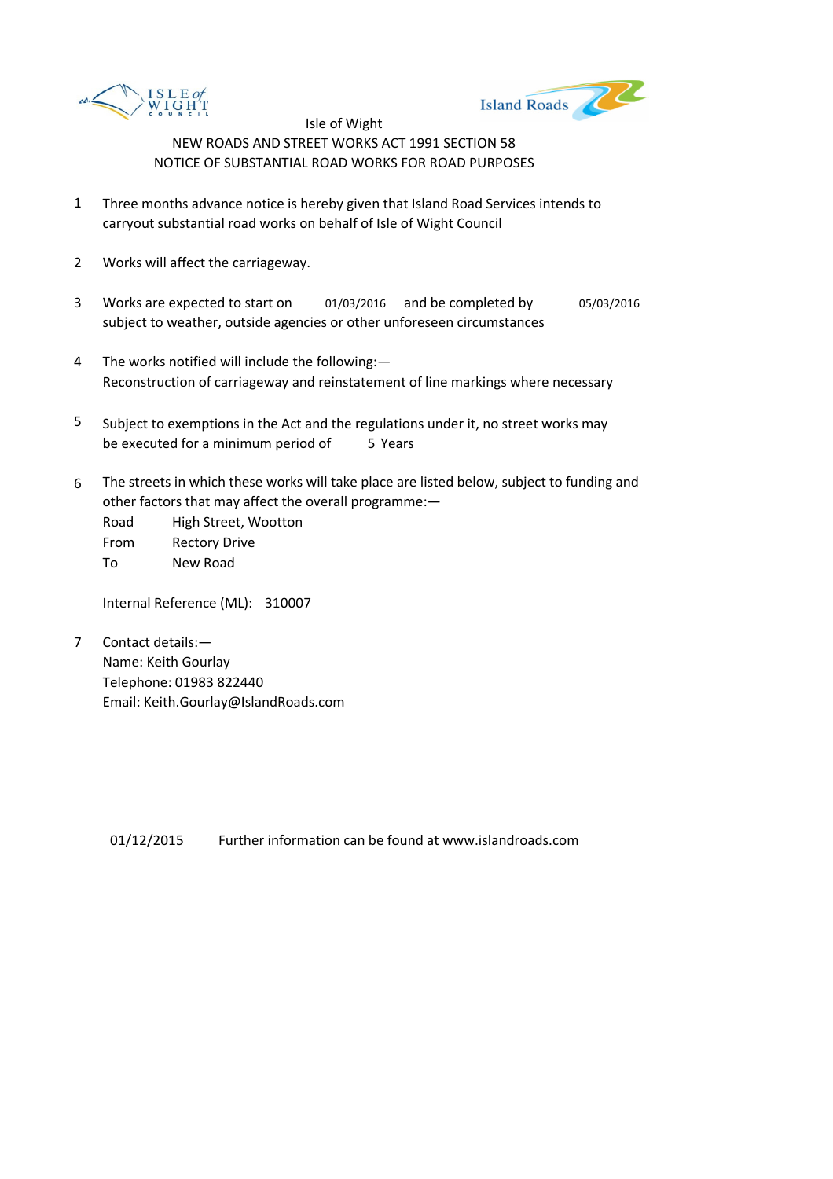Isle of Wight

NEW ROADS AND STREET WORKS ACT 1991 SECTION 58

NOTICE OF SUBSTANTIAL ROAD WORKS FOR ROAD PURPOSES

1. Three months advance notice is hereby given that Island Road Services intends to carryout substantial road works on behalf of Isle of Wight Council

2. Works will affect the carriageway.

3. Works are expected to start on 01/03/2016 and be completed by 05/03/2016 subject to weather, outside agencies or other unforeseen circumstances

4. The works notified will include the following:—
   Reconstruction of carriageway and reinstatement of line markings where necessary

5. Subject to exemptions in the Act and the regulations under it, no street works may be executed for a minimum period of 5 Years

6. The streets in which these works will take place are listed below, subject to funding and other factors that may affect the overall programme:—

   Road High Street, Wootton
   From Rectory Drive
   To New Road

   Internal Reference (ML): 310007

7. Contact details:—
   Name: Keith Gourlay
   Telephone: 01983 822440
   Email: Keith.Gourlay@IslandRoads.com

01/12/2015 Further information can be found at www.islandroads.com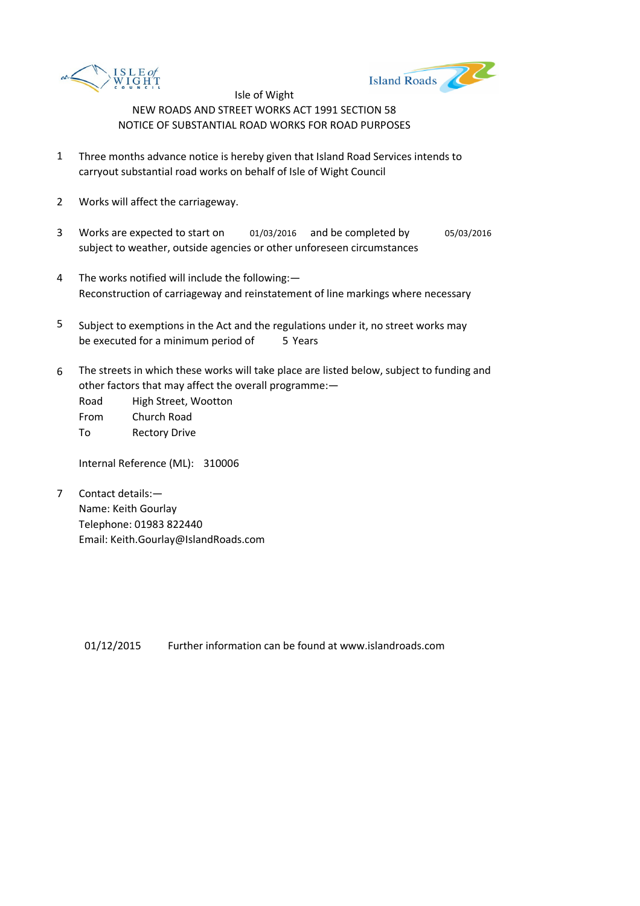Isle of Wight

NEW ROADS AND STREET WORKS ACT 1991 SECTION 58

NOTICE OF SUBSTANTIAL ROAD WORKS FOR ROAD PURPOSES

1. Three months advance notice is hereby given that Island Road Services intends to carryout substantial road works on behalf of Isle of Wight Council

2. Works will affect the carriageway.

3. Works are expected to start on 01/03/2016 and be completed by 05/03/2016 subject to weather, outside agencies or other unforeseen circumstances

4. The works notified will include the following:—
Reconstruction of carriageway and reinstatement of line markings where necessary

5. Subject to exemptions in the Act and the regulations under it, no street works may be executed for a minimum period of 5 Years

6. The streets in which these works will take place are listed below, subject to funding and other factors that may affect the overall programme:—

   Road High Street, Wootton
   From Church Road
   To Rectory Drive

   Internal Reference (ML): 310006

7. Contact details:—
   Name: Keith Gourlay
   Telephone: 01983 822440
   Email: Keith.Gourlay@IslandRoads.com

01/12/2015 Further information can be found at www.islandroads.com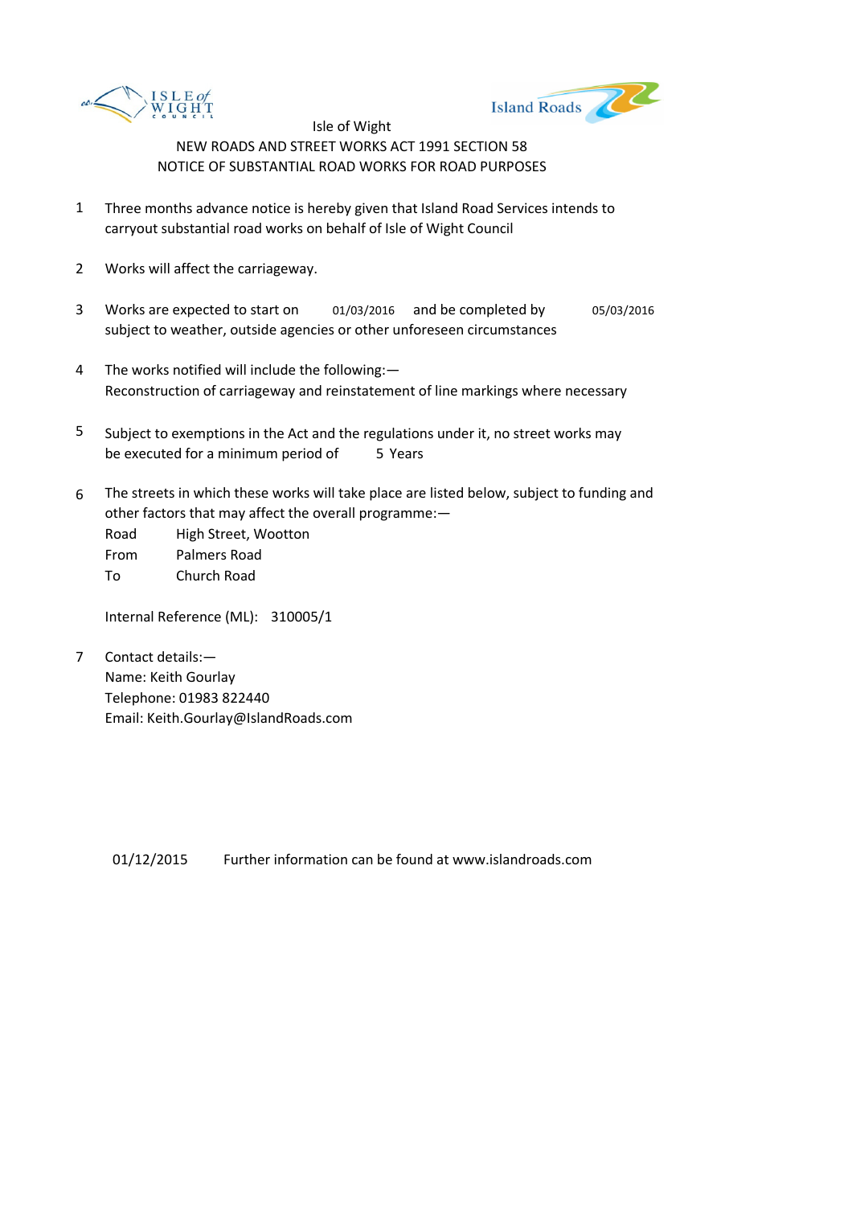Isle of Wight

NEW ROADS AND STREET WORKS ACT 1991 SECTION 58

NOTICE OF SUBSTANTIAL ROAD WORKS FOR ROAD PURPOSES

1. Three months advance notice is hereby given that Island Road Services intends to carryout substantial road works on behalf of Isle of Wight Council

2. Works will affect the carriageway.

3. Works are expected to start on 01/03/2016 and be completed by 05/03/2016 subject to weather, outside agencies or other unforeseen circumstances

4. The works notified will include the following:—
   Reconstruction of carriageway and reinstatement of line markings where necessary

5. Subject to exemptions in the Act and the regulations under it, no street works may be executed for a minimum period of 5 Years

6. The streets in which these works will take place are listed below, subject to funding and other factors that may affect the overall programme:—

   Road High Street, Wootton
   From Palmers Road
   To Church Road

   Internal Reference (ML): 310005/1

7. Contact details:—
   Name: Keith Gourlay
   Telephone: 01983 822440
   Email: Keith.Gourlay@IslandRoads.com

01/12/2015 Further information can be found at www.islandroads.com